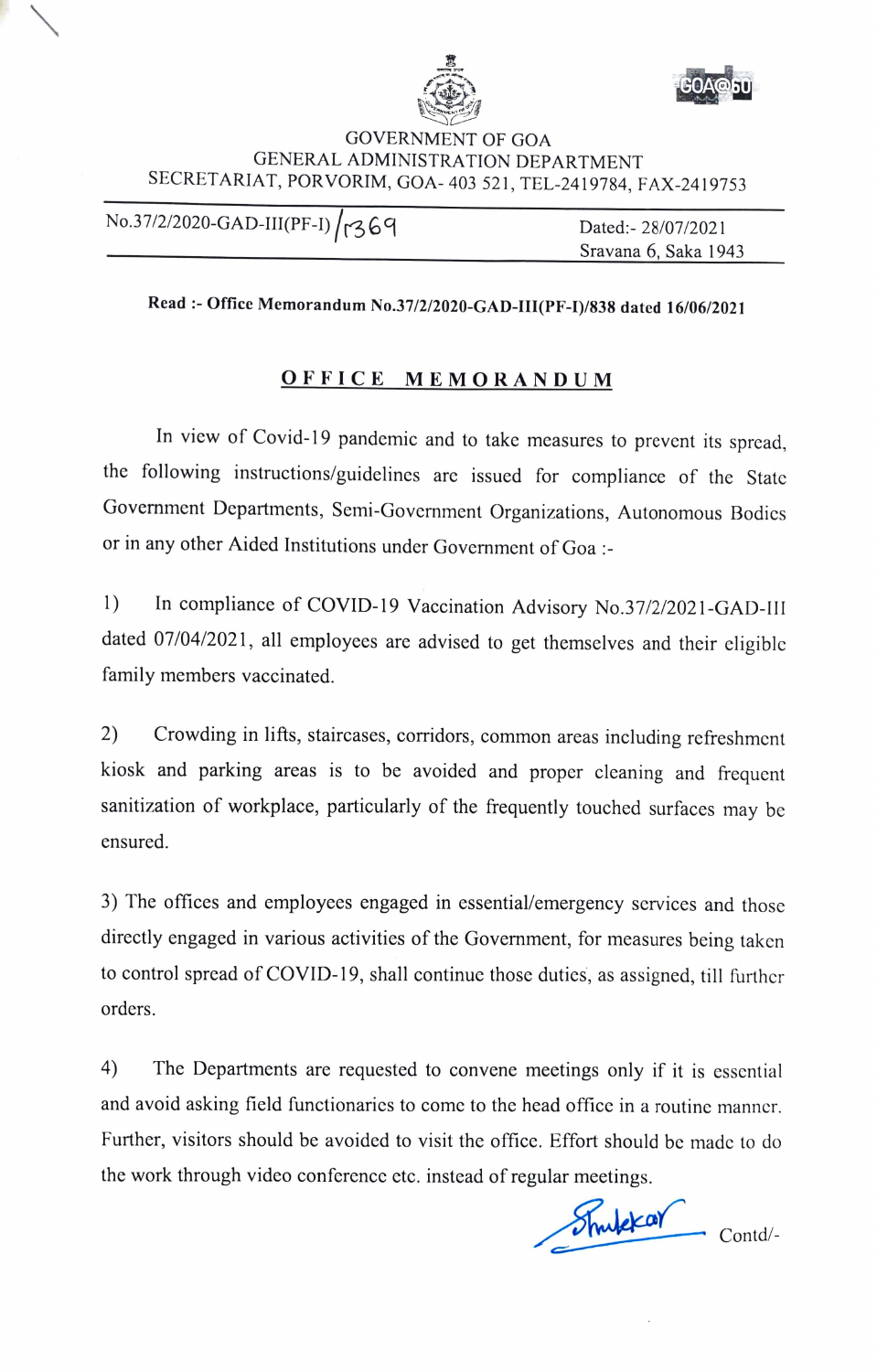GOVERNMENT OF GOA
GENERAL ADMINISTRATION DEPARTMENT
SECRETARIAT, PORVORIM, GOA- 403 521, TEL-2419784, FAX-2419753

No.37/2/2020-GAD-III(PF-I)/1369

Dated:- 28/07/2021
Sravana 6, Saka 1943

**Read :- Office Memorandum No.37/2/2020-GAD-III(PF-I)/838 dated 16/06/2021**

## OFFICE MEMORANDUM

In view of Covid-19 pandemic and to take measures to prevent its spread, the following instructions/guidelines are issued for compliance of the State Government Departments, Semi-Government Organizations, Autonomous Bodies or in any other Aided Institutions under Government of Goa :-

1) In compliance of COVID-19 Vaccination Advisory No.37/2/2021-GAD-III dated 07/04/2021, all employees are advised to get themselves and their eligible family members vaccinated.

2) Crowding in lifts, staircases, corridors, common areas including refreshment kiosk and parking areas is to be avoided and proper cleaning and frequent sanitization of workplace, particularly of the frequently touched surfaces may be ensured.

3) The offices and employees engaged in essential/emergency services and those directly engaged in various activities of the Government, for measures being taken to control spread of COVID-19, shall continue those duties, as assigned, till further orders.

4) The Departments are requested to convene meetings only if it is essential and avoid asking field functionaries to come to the head office in a routine manner. Further, visitors should be avoided to visit the office. Effort should be made to do the work through video conference etc. instead of regular meetings.

Contd/-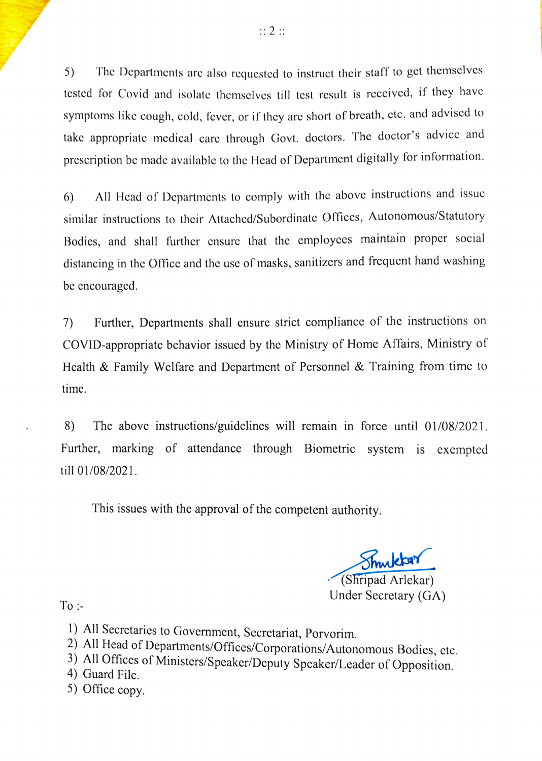5) The Departments are also requested to instruct their staff to get themselves tested for Covid and isolate themselves till test result is received, if they have symptoms like cough, cold, fever, or if they are short of breath, etc. and advised to take appropriate medical care through Govt. doctors. The doctor's advice and prescription be made available to the Head of Department digitally for information.

6) All Head of Departments to comply with the above instructions and issue similar instructions to their Attached/Subordinate Offices, Autonomous/Statutory Bodies, and shall further ensure that the employees maintain proper social distancing in the Office and the use of masks, sanitizers and frequent hand washing be encouraged.

7) Further, Departments shall ensure strict compliance of the instructions on COVID-appropriate behavior issued by the Ministry of Home Affairs, Ministry of Health & Family Welfare and Department of Personnel & Training from time to time.

8) The above instructions/guidelines will remain in force until 01/08/2021. Further, marking of attendance through Biometric system is exempted till 01/08/2021.

This issues with the approval of the competent authority.

(Shripad Arlekar)
Under Secretary (GA)

To :-

1) All Secretaries to Government, Secretariat, Porvorim.
2) All Head of Departments/Offices/Corporations/Autonomous Bodies, etc.
3) All Offices of Ministers/Speaker/Deputy Speaker/Leader of Opposition.
4) Guard File.
5) Office copy.